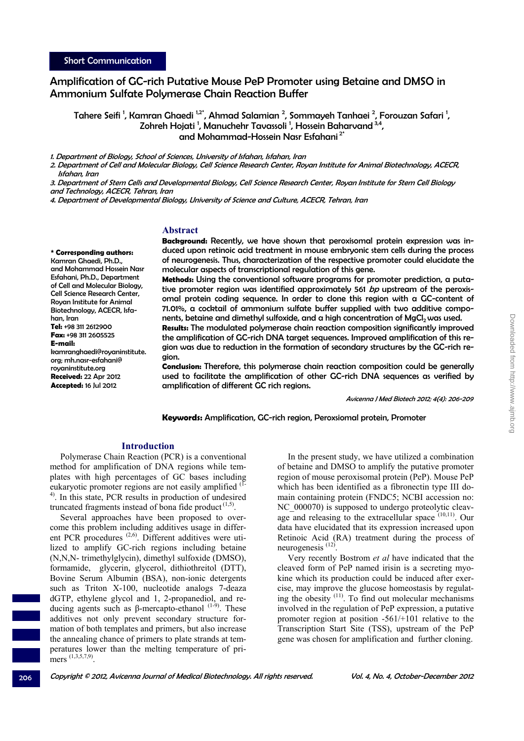Short Communication

# Amplification of GC-rich Putative Mouse PeP Promoter using Betaine and DMSO in Ammonium Sulfate Polymerase Chain Reaction Buffer

Tahere Seifi [1], Kamran Ghaedi [1,2*], Ahmad Salamian [2], Sommayeh Tanhaei [2], Forouzan Safari [1], Zohreh Hojati [1], Manuchehr Tavassoli [1], Hossein Baharvand [3,4], and Mohammad-Hossein Nasr Esfahani [2*]

*1. Department of Biology, School of Sciences, University of Isfahan, Isfahan, Iran*
*2. Department of Cell and Molecular Biology, Cell Science Research Center, Royan Institute for Animal Biotechnology, ACECR, Isfahan, Iran*
*3. Department of Stem Cells and Developmental Biology, Cell Science Research Center, Royan Institute for Stem Cell Biology and Technology, ACECR, Tehran, Iran*
*4. Department of Developmental Biology, University of Science and Culture, ACECR, Tehran, Iran*

**\* Corresponding authors:** Kamran Ghaedi, Ph.D., and Mohammad Hossein Nasr Esfahani, Ph.D., Department of Cell and Molecular Biology, Cell Science Research Center, Royan Institute for Animal Biotechnology, ACECR, Isfahan, Iran
**Tel:** +98 311 2612900
**Fax:** +98 311 2605525
**E-mail:** kamranghaedi@royaninstitute.org; mh.nasr-esfahani@royaninstitute.org
**Received:** 22 Apr 2012
**Accepted:** 16 Jul 2012

## Abstract

**Background:** Recently, we have shown that peroxisomal protein expression was induced upon retinoic acid treatment in mouse embryonic stem cells during the process of neurogenesis. Thus, characterization of the respective promoter could elucidate the molecular aspects of transcriptional regulation of this gene.

**Methods:** Using the conventional software programs for promoter prediction, a putative promoter region was identified approximately 561 *bp* upstream of the peroxisomal protein coding sequence. In order to clone this region with a GC-content of 71.01%, a cocktail of ammonium sulfate buffer supplied with two additive components, betaine and dimethyl sulfoxide, and a high concentration of $MgCl_2$ was used.

**Results:** The modulated polymerase chain reaction composition significantly improved the amplification of GC-rich DNA target sequences. Improved amplification of this region was due to reduction in the formation of secondary structures by the GC-rich region.

**Conclusion:** Therefore, this polymerase chain reaction composition could be generally used to facilitate the amplification of other GC-rich DNA sequences as verified by amplification of different GC rich regions.

*Avicenna J Med Biotech 2012; 4(4): 206-209*

**Keywords:** Amplification, GC-rich region, Peroxsiomal protein, Promoter

## Introduction

Polymerase Chain Reaction (PCR) is a conventional method for amplification of DNA regions while templates with high percentages of GC bases including eukaryotic promoter regions are not easily amplified [1-4]. In this state, PCR results in production of undesired truncated fragments instead of bona fide product [1,5].

Several approaches have been proposed to overcome this problem including additives usage in different PCR procedures [2,6]. Different additives were utilized to amplify GC-rich regions including betaine (N,N,N- trimethylglycin), dimethyl sulfoxide (DMSO), formamide, glycerin, glycerol, dithiothreitol (DTT), Bovine Serum Albumin (BSA), non-ionic detergents such as Triton X-100, nucleotide analogs 7-deaza dGTP, ethylene glycol and 1, 2-propanediol, and reducing agents such as β-mercapto-ethanol [1-9]. These additives not only prevent secondary structure formation of both templates and primers, but also increase the annealing chance of primers to plate strands at temperatures lower than the melting temperature of primers [1,3,5,7,9].

In the present study, we have utilized a combination of betaine and DMSO to amplify the putative promoter region of mouse peroxisomal protein (PeP). Mouse PeP which has been identified as a fibronectin type III domain containing protein (FNDC5; NCBI accession no: NC_000070) is supposed to undergo proteolytic cleavage and releasing to the extracellular space [10,11]. Our data have elucidated that its expression increased upon Retinoic Acid (RA) treatment during the process of neurogenesis [12].

Very recently Bostrom *et al* have indicated that the cleaved form of PeP named irisin is a secreting myokine which its production could be induced after exercise, may improve the glucose homeostasis by regulating the obesity [11]. To find out molecular mechanisms involved in the regulation of PeP expression, a putative promoter region at position -561/+101 relative to the Transcription Start Site (TSS), upstream of the PeP gene was chosen for amplification and further cloning.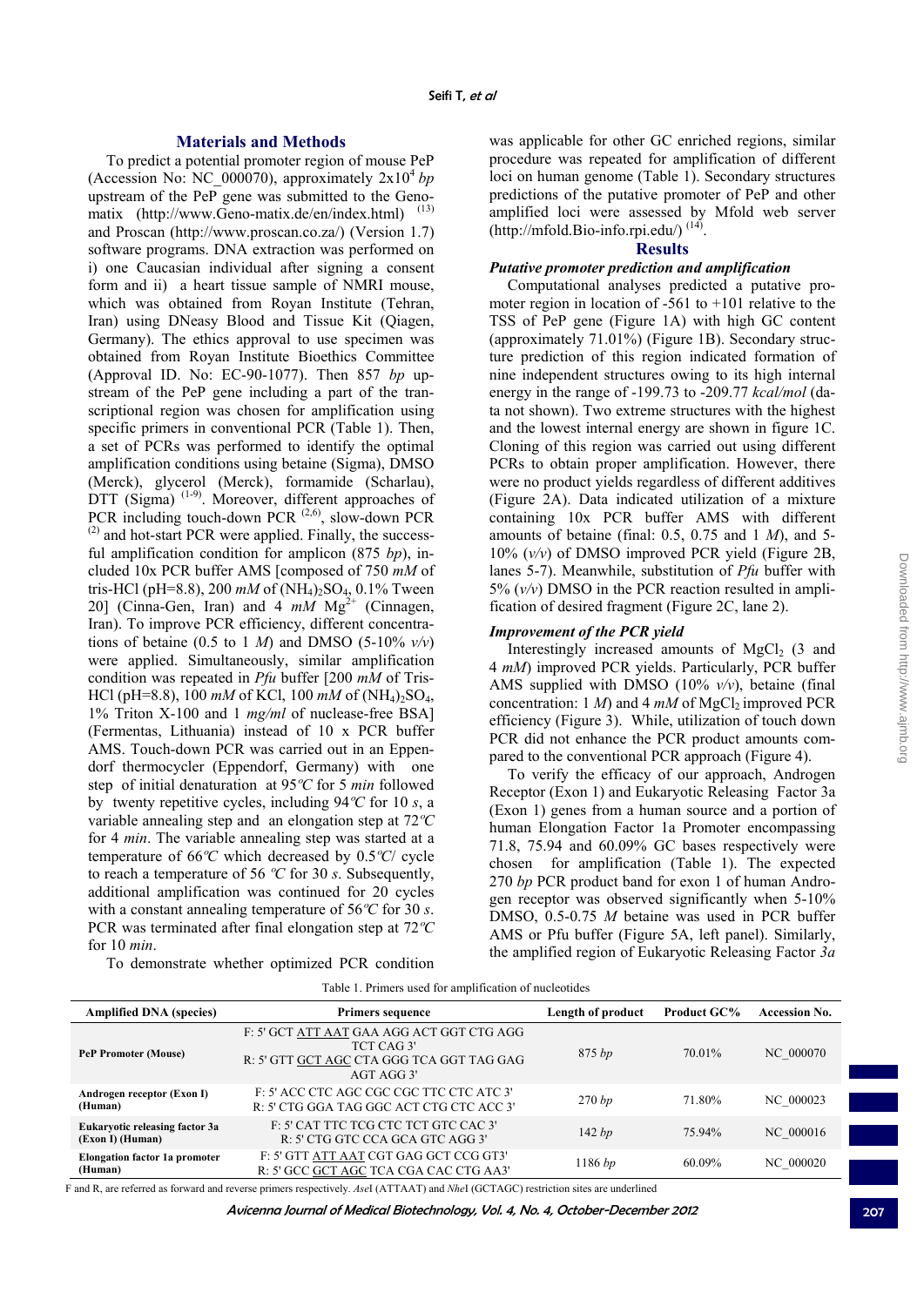## Materials and Methods

To predict a potential promoter region of mouse PeP (Accession No: NC_000070), approximately $2x10^4$ *bp* upstream of the PeP gene was submitted to the Genomatix (http://www.Geno-matix.de/en/index.html) [13] and Proscan (http://www.proscan.co.za/) (Version 1.7) software programs. DNA extraction was performed on i) one Caucasian individual after signing a consent form and ii) a heart tissue sample of NMRI mouse, which was obtained from Royan Institute (Tehran, Iran) using DNeasy Blood and Tissue Kit (Qiagen, Germany). The ethics approval to use specimen was obtained from Royan Institute Bioethics Committee (Approval ID. No: EC-90-1077). Then 857 *bp* upstream of the PeP gene including a part of the transcriptional region was chosen for amplification using specific primers in conventional PCR (Table 1). Then, a set of PCRs was performed to identify the optimal amplification conditions using betaine (Sigma), DMSO (Merck), glycerol (Merck), formamide (Scharlau), DTT (Sigma) [1-9]. Moreover, different approaches of PCR including touch-down PCR [2,6], slow-down PCR [2] and hot-start PCR were applied. Finally, the successful amplification condition for amplicon (875 *bp*), included 10x PCR buffer AMS [composed of 750 *mM* of tris-HCl (pH=8.8), 200 *mM* of $(NH_4)_2SO_4$, 0.1% Tween 20] (Cinna-Gen, Iran) and 4 *mM* $Mg^{2+}$ (Cinnagen, Iran). To improve PCR efficiency, different concentrations of betaine (0.5 to 1 *M*) and DMSO (5-10% *v/v*) were applied. Simultaneously, similar amplification condition was repeated in *Pfu* buffer [200 *mM* of Tris-HCl (pH=8.8), 100 *mM* of KCl, 100 *mM* of $(NH_4)_2SO_4$, 1% Triton X-100 and 1 *mg/ml* of nuclease-free BSA] (Fermentas, Lithuania) instead of 10 x PCR buffer AMS. Touch-down PCR was carried out in an Eppendorf thermocycler (Eppendorf, Germany) with one step of initial denaturation at 95*℃* for 5 *min* followed by twenty repetitive cycles, including 94*℃* for 10 *s*, a variable annealing step and an elongation step at 72*℃* for 4 *min*. The variable annealing step was started at a temperature of 66*℃* which decreased by 0.5*℃*/ cycle to reach a temperature of 56 *℃* for 30 *s*. Subsequently, additional amplification was continued for 20 cycles with a constant annealing temperature of 56*℃* for 30 *s*. PCR was terminated after final elongation step at 72*℃* for 10 *min*.

To demonstrate whether optimized PCR condition was applicable for other GC enriched regions, similar procedure was repeated for amplification of different loci on human genome (Table 1). Secondary structures predictions of the putative promoter of PeP and other amplified loci were assessed by Mfold web server (http://mfold.Bio-info.rpi.edu/) [14].

## Results

### Putative promoter prediction and amplification

Computational analyses predicted a putative promoter region in location of -561 to +101 relative to the TSS of PeP gene (Figure 1A) with high GC content (approximately 71.01%) (Figure 1B). Secondary structure prediction of this region indicated formation of nine independent structures owing to its high internal energy in the range of -199.73 to -209.77 *kcal/mol* (data not shown). Two extreme structures with the highest and the lowest internal energy are shown in figure 1C. Cloning of this region was carried out using different PCRs to obtain proper amplification. However, there were no product yields regardless of different additives (Figure 2A). Data indicated utilization of a mixture containing 10x PCR buffer AMS with different amounts of betaine (final: 0.5, 0.75 and 1 *M*), and 5-10% (*v/v*) of DMSO improved PCR yield (Figure 2B, lanes 5-7). Meanwhile, substitution of *Pfu* buffer with 5% (*v/v*) DMSO in the PCR reaction resulted in amplification of desired fragment (Figure 2C, lane 2).

### Improvement of the PCR yield

Interestingly increased amounts of $MgCl_2$ (3 and 4 *mM*) improved PCR yields. Particularly, PCR buffer AMS supplied with DMSO (10% *v/v*), betaine (final concentration: 1 *M*) and 4 *mM* of $MgCl_2$ improved PCR efficiency (Figure 3). While, utilization of touch down PCR did not enhance the PCR product amounts compared to the conventional PCR approach (Figure 4).

To verify the efficacy of our approach, Androgen Receptor (Exon 1) and Eukaryotic Releasing Factor 3a (Exon 1) genes from a human source and a portion of human Elongation Factor 1a Promoter encompassing 71.8, 75.94 and 60.09% GC bases respectively were chosen for amplification (Table 1). The expected 270 *bp* PCR product band for exon 1 of human Androgen receptor was observed significantly when 5-10% DMSO, 0.5-0.75 *M* betaine was used in PCR buffer AMS or Pfu buffer (Figure 5A, left panel). Similarly, the amplified region of Eukaryotic Releasing Factor *3a*

Table 1. Primers used for amplification of nucleotides

| Amplified DNA (species) | Primers sequence | Length of product | Product GC% | Accession No. |
|---|---|---|---|---|
| **PeP Promoter (Mouse)** | F: 5' GCT ATT AAT GAA AGG ACT GGT CTG AGG TCT CAG 3'<br>R: 5' GTT GCT AGC CTA GGG TCA GGT TAG GAG AGT AGG 3' | 875 *bp* | 70.01% | NC_000070 |
| **Androgen receptor (Exon I) (Human)** | F: 5' ACC CTC AGC CGC CGC TTC CTC ATC 3'<br>R: 5' CTG GGA TAG GGC ACT CTG CTC ACC 3' | 270 *bp* | 71.80% | NC_000023 |
| **Eukaryotic releasing factor 3a (Exon I) (Human)** | F: 5' CAT TTC TCG CTC TCT GTC CAC 3'<br>R: 5' CTG GTC CCA GCA GTC AGG 3' | 142 *bp* | 75.94% | NC_000016 |
| **Elongation factor 1a promoter (Human)** | F: 5' GTT ATT AAT CGT GAG GCT CCG GT3'<br>R: 5' GCC GCT AGC TCA CGA CAC CTG AA3' | 1186 *bp* | 60.09% | NC_000020 |

F and R, are referred as forward and reverse primers respectively. *Ase*I (ATTAAT) and *Nhe*I (GCTAGC) restriction sites are underlined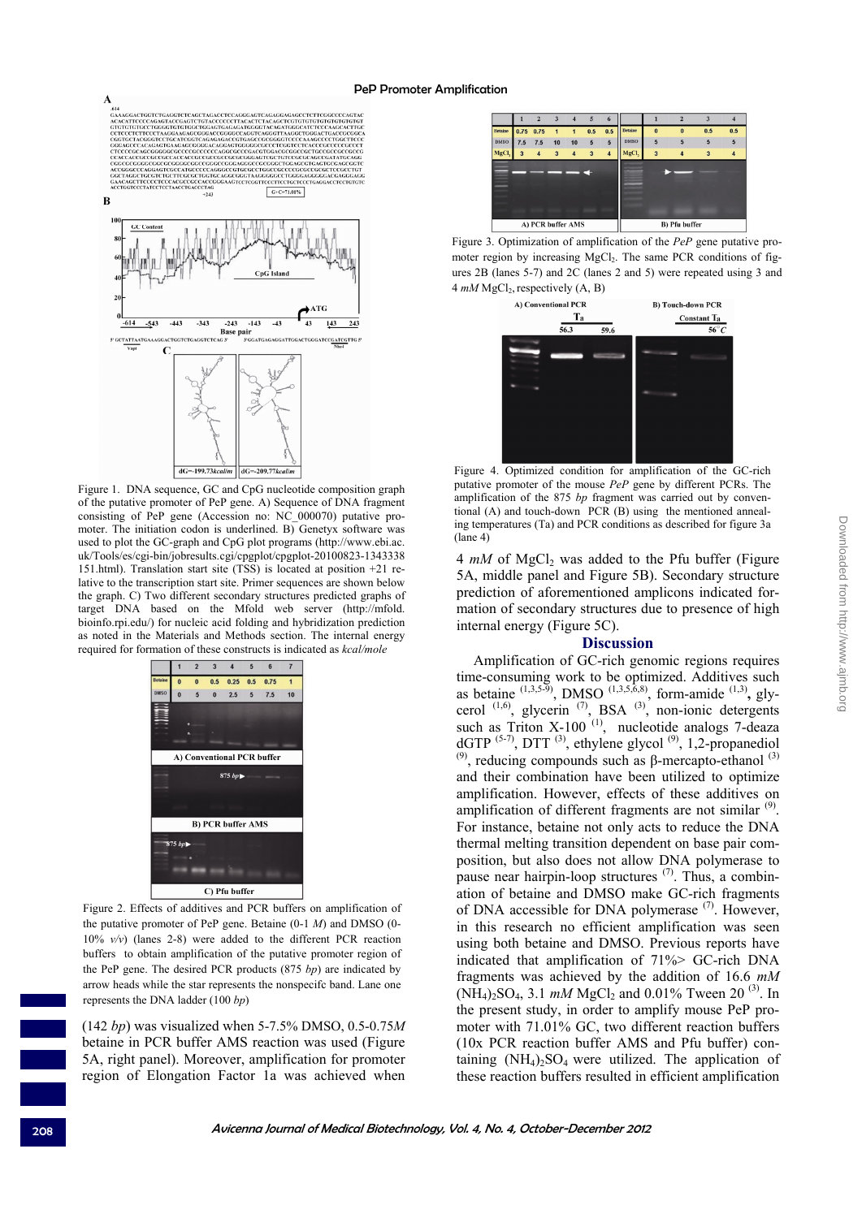Figure 1. DNA sequence, GC and CpG nucleotide composition graph of the putative promoter of PeP gene. A) Sequence of DNA fragment consisting of PeP gene (Accession no: NC_000070) putative promoter. The initiation codon is underlined. B) Genetyx software was used to plot the GC-graph and CpG plot programs (http://www.ebi.ac.uk/Tools/es/cgi-bin/jobresults.cgi/cpgplot/cpgplot-20100823-1343338151.html). Translation start site (TSS) is located at position +21 relative to the transcription start site. Primer sequences are shown below the graph. C) Two different secondary structures predicted graphs of target DNA based on the Mfold web server (http://mfold.bioinfo.rpi.edu/) for nucleic acid folding and hybridization prediction as noted in the Materials and Methods section. The internal energy required for formation of these constructs is indicated as *kcal/mole*

| | 1 | 2 | 3 | 4 | 5 | 6 | 7 |
|---|---|---|---|---|---|---|---|
| Betaine | 0 | 0 | 0.5 | 0.25 | 0.5 | 0.75 | 1 |
| DMSO | 0 | 5 | 0 | 2.5 | 5 | 7.5 | 10 |

Figure 2. Effects of additives and PCR buffers on amplification of the putative promoter of PeP gene. Betaine (0-1 *M*) and DMSO (0-10% *v/v*) (lanes 2-8) were added to the different PCR reaction buffers to obtain amplification of the putative promoter region of the PeP gene. The desired PCR products (875 *bp*) are indicated by arrow heads while the star represents the nonspecifc band. Lane one represents the DNA ladder (100 *bp*)

(142 *bp*) was visualized when 5-7.5% DMSO, 0.5-0.75*M* betaine in PCR buffer AMS reaction was used (Figure 5A, right panel). Moreover, amplification for promoter region of Elongation Factor 1a was achieved when

A) PCR buffer AMS

| | 1 | 2 | 3 | 4 | 5 | 6 |
|---|---|---|---|---|---|---|
| Betaine | 0.75 | 0.75 | 1 | 1 | 0.5 | 0.5 |
| DMSO | 7.5 | 7.5 | 10 | 10 | 5 | 5 |
| $MgCl_2$ | 3 | 4 | 3 | 4 | 3 | 4 |

B) Pfu buffer

| | 1 | 2 | 3 | 4 |
|---|---|---|---|---|
| Betaine | 0 | 0 | 0.5 | 0.5 |
| DMSO | 5 | 5 | 5 | 5 |
| $MgCl_2$ | 3 | 4 | 3 | 4 |

Figure 3. Optimization of amplification of the *PeP* gene putative promoter region by increasing $MgCl_2$. The same PCR conditions of figures 2B (lanes 5-7) and 2C (lanes 2 and 5) were repeated using 3 and 4 *mM* $MgCl_2$, respectively (A, B)

Figure 4. Optimized condition for amplification of the GC-rich putative promoter of the mouse *PeP* gene by different PCRs. The amplification of the 875 *bp* fragment was carried out by conventional (A) and touch-down PCR (B) using the mentioned annealing temperatures (Ta) and PCR conditions as described for figure 3a (lane 4)

4 *mM* of $MgCl_2$ was added to the Pfu buffer (Figure 5A, middle panel and Figure 5B). Secondary structure prediction of aforementioned amplicons indicated formation of secondary structures due to presence of high internal energy (Figure 5C).

## Discussion

Amplification of GC-rich genomic regions requires time-consuming work to be optimized. Additives such as betaine [1,3,5-9], DMSO [1,3,5,6,8], form-amide [1,3], glycerol [1,6], glycerin [7], BSA [3], non-ionic detergents such as Triton X-100 [1], nucleotide analogs 7-deaza dGTP [5-7], DTT [3], ethylene glycol [9], 1,2-propanediol [9], reducing compounds such as β-mercapto-ethanol [3] and their combination have been utilized to optimize amplification. However, effects of these additives on amplification of different fragments are not similar [9]. For instance, betaine not only acts to reduce the DNA thermal melting transition dependent on base pair composition, but also does not allow DNA polymerase to pause near hairpin-loop structures [7]. Thus, a combination of betaine and DMSO make GC-rich fragments of DNA accessible for DNA polymerase [7]. However, in this research no efficient amplification was seen using both betaine and DMSO. Previous reports have indicated that amplification of 71%> GC-rich DNA fragments was achieved by the addition of 16.6 *mM* $(NH_4)_2SO_4$, 3.1 *mM* $MgCl_2$ and 0.01% Tween 20 [3]. In the present study, in order to amplify mouse PeP promoter with 71.01% GC, two different reaction buffers (10x PCR reaction buffer AMS and Pfu buffer) containing $(NH_4)_2SO_4$ were utilized. The application of these reaction buffers resulted in efficient amplification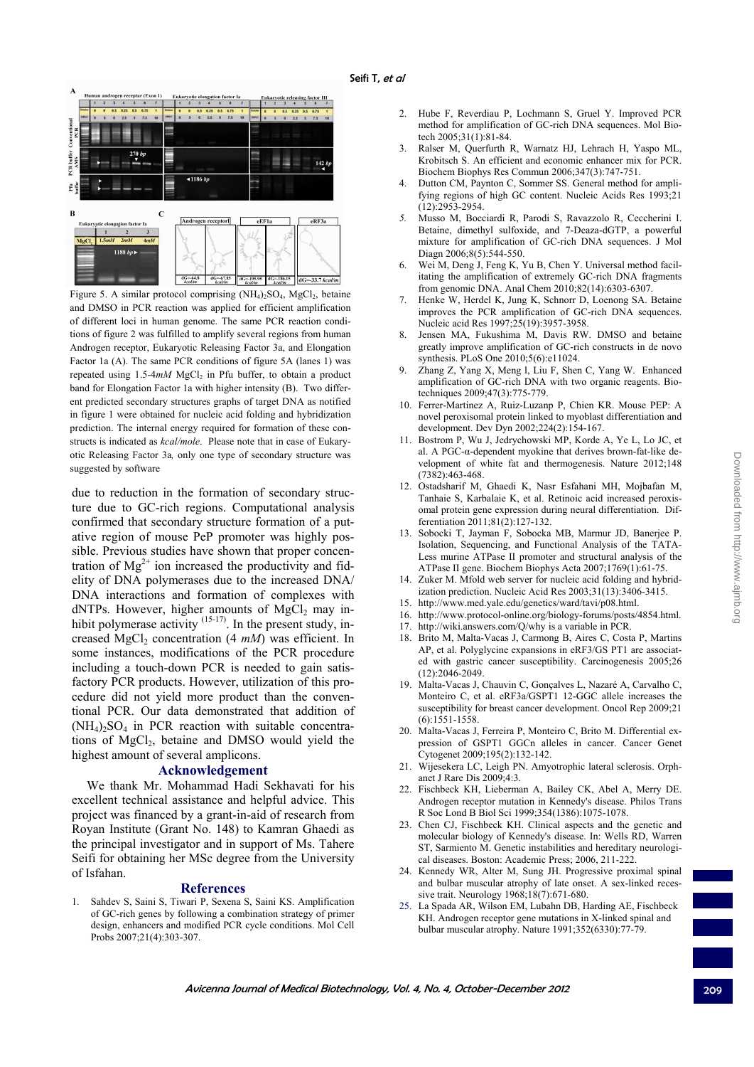Figure 5. A similar protocol comprising $(NH_4)_2SO_4$, $MgCl_2$, betaine and DMSO in PCR reaction was applied for efficient amplification of different loci in human genome. The same PCR reaction conditions of figure 2 was fulfilled to amplify several regions from human Androgen receptor, Eukaryotic Releasing Factor 3a, and Elongation Factor 1a (A). The same PCR conditions of figure 5A (lanes 1) was repeated using 1.5-4*mM* $MgCl_2$ in Pfu buffer, to obtain a product band for Elongation Factor 1a with higher intensity (B). Two different predicted secondary structures graphs of target DNA as notified in figure 1 were obtained for nucleic acid folding and hybridization prediction. The internal energy required for formation of these constructs is indicated as *kcal/mole*. Please note that in case of Eukaryotic Releasing Factor 3a*,* only one type of secondary structure was suggested by software

due to reduction in the formation of secondary structure due to GC-rich regions. Computational analysis confirmed that secondary structure formation of a putative region of mouse PeP promoter was highly possible. Previous studies have shown that proper concentration of $Mg^{2+}$ ion increased the productivity and fidelity of DNA polymerases due to the increased DNA/DNA interactions and formation of complexes with dNTPs. However, higher amounts of $MgCl_2$ may inhibit polymerase activity [15-17]. In the present study, increased $MgCl_2$ concentration (4 *mM*) was efficient. In some instances, modifications of the PCR procedure including a touch-down PCR is needed to gain satisfactory PCR products. However, utilization of this procedure did not yield more product than the conventional PCR. Our data demonstrated that addition of $(NH_4)_2SO_4$ in PCR reaction with suitable concentrations of $MgCl_2$, betaine and DMSO would yield the highest amount of several amplicons.

## Acknowledgement

We thank Mr. Mohammad Hadi Sekhavati for his excellent technical assistance and helpful advice. This project was financed by a grant-in-aid of research from Royan Institute (Grant No. 148) to Kamran Ghaedi as the principal investigator and in support of Ms. Tahere Seifi for obtaining her MSc degree from the University of Isfahan.

## References

1. Sahdev S, Saini S, Tiwari P, Sexena S, Saini KS. Amplification of GC-rich genes by following a combination strategy of primer design, enhancers and modified PCR cycle conditions. Mol Cell Probs 2007;21(4):303-307.
2. Hube F, Reverdiau P, Lochmann S, Gruel Y. Improved PCR method for amplification of GC-rich DNA sequences. Mol Biotech 2005;31(1):81-84.
3. Ralser M, Querfurth R, Warnatz HJ, Lehrach H, Yaspo ML, Krobitsch S. An efficient and economic enhancer mix for PCR. Biochem Biophys Res Commun 2006;347(3):747-751.
4. Dutton CM, Paynton C, Sommer SS. General method for amplifying regions of high GC content. Nucleic Acids Res 1993;21 (12):2953-2954.
5. Musso M, Bocciardi R, Parodi S, Ravazzolo R, Ceccherini I. Betaine, dimethyl sulfoxide, and 7-Deaza-dGTP, a powerful mixture for amplification of GC-rich DNA sequences. J Mol Diagn 2006;8(5):544-550.
6. Wei M, Deng J, Feng K, Yu B, Chen Y. Universal method facilitating the amplification of extremely GC-rich DNA fragments from genomic DNA. Anal Chem 2010;82(14):6303-6307.
7. Henke W, Herdel K, Jung K, Schnorr D, Loenong SA. Betaine improves the PCR amplification of GC-rich DNA sequences. Nucleic acid Res 1997;25(19):3957-3958.
8. Jensen MA, Fukushima M, Davis RW. DMSO and betaine greatly improve amplification of GC-rich constructs in de novo synthesis. PLoS One 2010;5(6):e11024.
9. Zhang Z, Yang X, Meng l, Liu F, Shen C, Yang W. Enhanced amplification of GC-rich DNA with two organic reagents. Biotechniques 2009;47(3):775-779.
10. Ferrer-Martinez A, Ruiz-Luzanp P, Chien KR. Mouse PEP: A novel peroxisomal protein linked to myoblast differentiation and development. Dev Dyn 2002;224(2):154-167.
11. Bostrom P, Wu J, Jedrychowski MP, Korde A, Ye L, Lo JC, et al. A PGC-α-dependent myokine that derives brown-fat-like development of white fat and thermogenesis. Nature 2012;148 (7382):463-468.
12. Ostadsharif M, Ghaedi K, Nasr Esfahani MH, Mojbafan M, Tanhaie S, Karbalaie K, et al. Retinoic acid increased peroxisomal protein gene expression during neural differentiation. Differentiation 2011;81(2):127-132.
13. Sobocki T, Jayman F, Sobocka MB, Marmur JD, Banerjee P. Isolation, Sequencing, and Functional Analysis of the TATA-Less murine ATPase II promoter and structural analysis of the ATPase II gene. Biochem Biophys Acta 2007;1769(1):61-75.
14. Zuker M. Mfold web server for nucleic acid folding and hybridization prediction. Nucleic Acid Res 2003;31(13):3406-3415.
15. http://www.med.yale.edu/genetics/ward/tavi/p08.html.
16. http://www.protocol-online.org/biology-forums/posts/4854.html.
17. http://wiki.answers.com/Q/why is a variable in PCR.
18. Brito M, Malta-Vacas J, Carmong B, Aires C, Costa P, Martins AP, et al. Polyglycine expansions in eRF3/GS PT1 are associated with gastric cancer susceptibility. Carcinogenesis 2005;26 (12):2046-2049.
19. Malta-Vacas J, Chauvin C, Gonçalves L, Nazaré A, Carvalho C, Monteiro C, et al. eRF3a/GSPT1 12-GGC allele increases the susceptibility for breast cancer development. Oncol Rep 2009;21 (6):1551-1558.
20. Malta-Vacas J, Ferreira P, Monteiro C, Brito M. Differential expression of GSPT1 GGCn alleles in cancer. Cancer Genet Cytogenet 2009;195(2):132-142.
21. Wijesekera LC, Leigh PN. Amyotrophic lateral sclerosis. Orphanet J Rare Dis 2009;4:3.
22. Fischbeck KH, Lieberman A, Bailey CK, Abel A, Merry DE. Androgen receptor mutation in Kennedy's disease. Philos Trans R Soc Lond B Biol Sci 1999;354(1386):1075-1078.
23. Chen CJ, Fischbeck KH. Clinical aspects and the genetic and molecular biology of Kennedy's disease. In: Wells RD, Warren ST, Sarmiento M. Genetic instabilities and hereditary neurological diseases. Boston: Academic Press; 2006, 211-222.
24. Kennedy WR, Alter M, Sung JH. Progressive proximal spinal and bulbar muscular atrophy of late onset. A sex-linked recessive trait. Neurology 1968;18(7):671-680.
25. La Spada AR, Wilson EM, Lubahn DB, Harding AE, Fischbeck KH. Androgen receptor gene mutations in X-linked spinal and bulbar muscular atrophy. Nature 1991;352(6330):77-79.